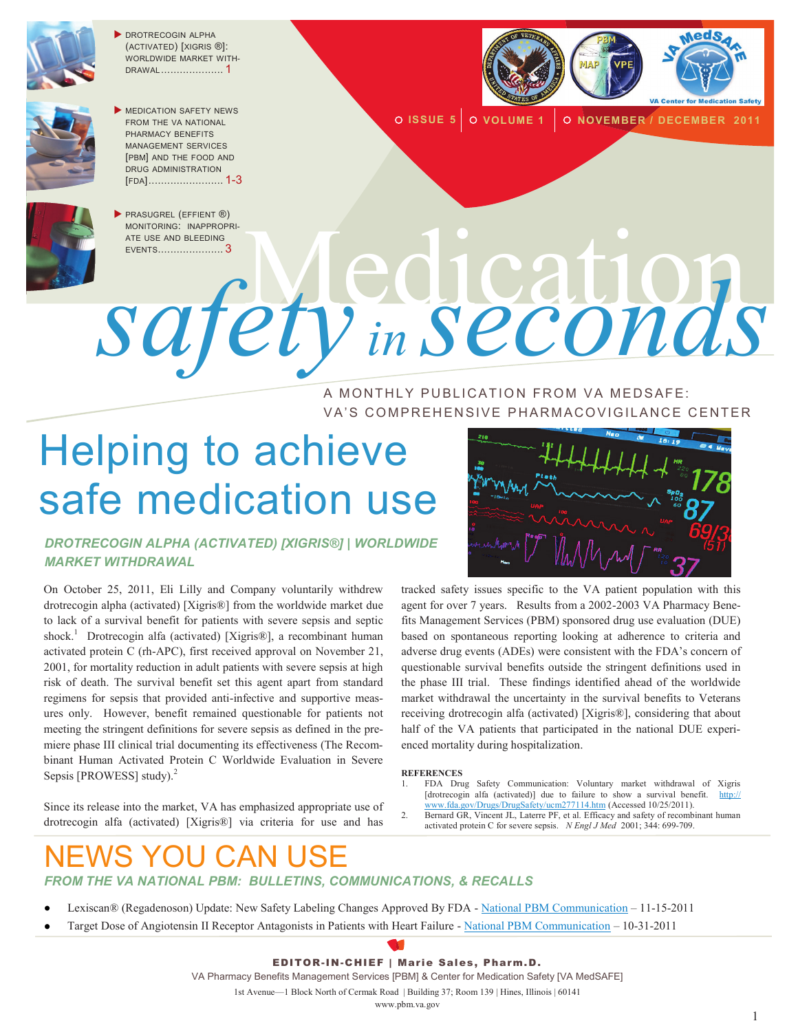- DROTRECOGIN ALPHA (ACTIVATED) [XIGRIS ®]: WORLDWIDE MARKET WITHDRAWAL .................... 1
- MEDICATION SAFETY NEWS FROM THE VA NATIONAL PHARMACY BENEFITS MANAGEMENT SERVICES [PBM] AND THE FOOD AND DRUG ADMINISTRATION [FDA] ........................ 1-3
- PRASUGREL (EFFIENT ®) MONITORING: INAPPROPRIATE USE AND BLEEDING EVENTS..................... 3

ISSUE 5 | VOLUME 1 | NOVEMBER / DECEMBER 2011

# Medication safety in seconds

A MONTHLY PUBLICATION FROM VA MEDSAFE: VA'S COMPREHENSIVE PHARMACOVIGILANCE CENTER

## Helping to achieve safe medication use

### *DROTRECOGIN ALPHA (ACTIVATED) [XIGRIS®] | WORLDWIDE MARKET WITHDRAWAL*

On October 25, 2011, Eli Lilly and Company voluntarily withdrew drotrecogin alpha (activated) [Xigris®] from the worldwide market due to lack of a survival benefit for patients with severe sepsis and septic shock.[1] Drotrecogin alfa (activated) [Xigris®], a recombinant human activated protein C (rh-APC), first received approval on November 21, 2001, for mortality reduction in adult patients with severe sepsis at high risk of death. The survival benefit set this agent apart from standard regimens for sepsis that provided anti-infective and supportive measures only. However, benefit remained questionable for patients not meeting the stringent definitions for severe sepsis as defined in the premiere phase III clinical trial documenting its effectiveness (The Recombinant Human Activated Protein C Worldwide Evaluation in Severe Sepsis [PROWESS] study).[2]

Since its release into the market, VA has emphasized appropriate use of drotrecogin alfa (activated) [Xigris®] via criteria for use and has tracked safety issues specific to the VA patient population with this agent for over 7 years. Results from a 2002-2003 VA Pharmacy Benefits Management Services (PBM) sponsored drug use evaluation (DUE) based on spontaneous reporting looking at adherence to criteria and adverse drug events (ADEs) were consistent with the FDA's concern of questionable survival benefits outside the stringent definitions used in the phase III trial. These findings identified ahead of the worldwide market withdrawal the uncertainty in the survival benefits to Veterans receiving drotrecogin alfa (activated) [Xigris®], considering that about half of the VA patients that participated in the national DUE experienced mortality during hospitalization.

**REFERENCES**

1. FDA Drug Safety Communication: Voluntary market withdrawal of Xigris [drotrecogin alfa (activated)] due to failure to show a survival benefit. http://www.fda.gov/Drugs/DrugSafety/ucm277114.htm (Accessed 10/25/2011).
2. Bernard GR, Vincent JL, Laterre PF, et al. Efficacy and safety of recombinant human activated protein C for severe sepsis. *N Engl J Med* 2001; 344: 699-709.

## NEWS YOU CAN USE

### *FROM THE VA NATIONAL PBM: BULLETINS, COMMUNICATIONS, & RECALLS*

- Lexiscan® (Regadenoson) Update: New Safety Labeling Changes Approved By FDA - National PBM Communication – 11-15-2011
- Target Dose of Angiotensin II Receptor Antagonists in Patients with Heart Failure - National PBM Communication – 10-31-2011

**EDITOR-IN-CHIEF | Marie Sales, Pharm.D.**

VA Pharmacy Benefits Management Services [PBM] & Center for Medication Safety [VA MedSAFE]

1st Avenue—1 Block North of Cermak Road | Building 37; Room 139 | Hines, Illinois | 60141

www.pbm.va.gov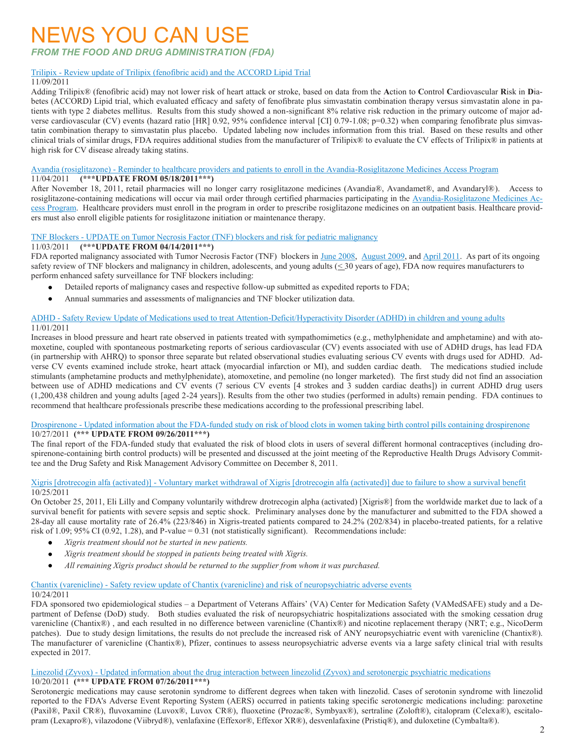# NEWS YOU CAN USE

*FROM THE FOOD AND DRUG ADMINISTRATION (FDA)*

Trilipix - Review update of Trilipix (fenofibric acid) and the ACCORD Lipid Trial

11/09/2011

Adding Trilipix® (fenofibric acid) may not lower risk of heart attack or stroke, based on data from the **A**ction to **C**ontrol **C**ardiovascular **R**isk in **D**iabetes (ACCORD) Lipid trial, which evaluated efficacy and safety of fenofibrate plus simvastatin combination therapy versus simvastatin alone in patients with type 2 diabetes mellitus. Results from this study showed a non-significant 8% relative risk reduction in the primary outcome of major adverse cardiovascular (CV) events (hazard ratio [HR] 0.92, 95% confidence interval [CI] 0.79-1.08; p=0.32) when comparing fenofibrate plus simvastatin combination therapy to simvastatin plus placebo. Updated labeling now includes information from this trial. Based on these results and other clinical trials of similar drugs, FDA requires additional studies from the manufacturer of Trilipix® to evaluate the CV effects of Trilipix® in patients at high risk for CV disease already taking statins.

Avandia (rosiglitazone) - Reminder to healthcare providers and patients to enroll in the Avandia-Rosiglitazone Medicines Access Program

11/04/2011 **(***UPDATE FROM 05/18/2011***)**

After November 18, 2011, retail pharmacies will no longer carry rosiglitazone medicines (Avandia®, Avandamet®, and Avandaryl®). Access to rosiglitazone-containing medications will occur via mail order through certified pharmacies participating in the Avandia-Rosiglitazone Medicines Access Program. Healthcare providers must enroll in the program in order to prescribe rosiglitazone medicines on an outpatient basis. Healthcare providers must also enroll eligible patients for rosiglitazone initiation or maintenance therapy.

TNF Blockers - UPDATE on Tumor Necrosis Factor (TNF) blockers and risk for pediatric malignancy

11/03/2011 **(***UPDATE FROM 04/14/2011***)**

FDA reported malignancy associated with Tumor Necrosis Factor (TNF) blockers in June 2008, August 2009, and April 2011. As part of its ongoing safety review of TNF blockers and malignancy in children, adolescents, and young adults (≤ 30 years of age), FDA now requires manufacturers to perform enhanced safety surveillance for TNF blockers including:

- Detailed reports of malignancy cases and respective follow-up submitted as expedited reports to FDA;
- Annual summaries and assessments of malignancies and TNF blocker utilization data.

ADHD - Safety Review Update of Medications used to treat Attention-Deficit/Hyperactivity Disorder (ADHD) in children and young adults

11/01/2011

Increases in blood pressure and heart rate observed in patients treated with sympathomimetics (e.g., methylphenidate and amphetamine) and with atomoxetine, coupled with spontaneous postmarketing reports of serious cardiovascular (CV) events associated with use of ADHD drugs, has lead FDA (in partnership with AHRQ) to sponsor three separate but related observational studies evaluating serious CV events with drugs used for ADHD. Adverse CV events examined include stroke, heart attack (myocardial infarction or MI), and sudden cardiac death. The medications studied include stimulants (amphetamine products and methylphenidate), atomoxetine, and pemoline (no longer marketed). The first study did not find an association between use of ADHD medications and CV events (7 serious CV events [4 strokes and 3 sudden cardiac deaths]) in current ADHD drug users (1,200,438 children and young adults [aged 2-24 years]). Results from the other two studies (performed in adults) remain pending. FDA continues to recommend that healthcare professionals prescribe these medications according to the professional prescribing label.

Drospirenone - Updated information about the FDA-funded study on risk of blood clots in women taking birth control pills containing drospirenone

10/27/2011 **(*** UPDATE FROM 09/26/2011***)**

The final report of the FDA-funded study that evaluated the risk of blood clots in users of several different hormonal contraceptives (including drospirenone-containing birth control products) will be presented and discussed at the joint meeting of the Reproductive Health Drugs Advisory Committee and the Drug Safety and Risk Management Advisory Committee on December 8, 2011.

Xigris [drotrecogin alfa (activated)] - Voluntary market withdrawal of Xigris [drotrecogin alfa (activated)] due to failure to show a survival benefit

10/25/2011

On October 25, 2011, Eli Lilly and Company voluntarily withdrew drotrecogin alpha (activated) [Xigris®] from the worldwide market due to lack of a survival benefit for patients with severe sepsis and septic shock. Preliminary analyses done by the manufacturer and submitted to the FDA showed a 28-day all cause mortality rate of 26.4% (223/846) in Xigris-treated patients compared to 24.2% (202/834) in placebo-treated patients, for a relative risk of 1.09; 95% CI (0.92, 1.28), and P-value = 0.31 (not statistically significant). Recommendations include:

- *Xigris treatment should not be started in new patients.*
- *Xigris treatment should be stopped in patients being treated with Xigris.*
- *All remaining Xigris product should be returned to the supplier from whom it was purchased.*

Chantix (varenicline) - Safety review update of Chantix (varenicline) and risk of neuropsychiatric adverse events

10/24/2011

FDA sponsored two epidemiological studies – a Department of Veterans Affairs' (VA) Center for Medication Safety (VAMedSAFE) study and a Department of Defense (DoD) study. Both studies evaluated the risk of neuropsychiatric hospitalizations associated with the smoking cessation drug varenicline (Chantix®) , and each resulted in no difference between varenicline (Chantix®) and nicotine replacement therapy (NRT; e.g., NicoDerm patches). Due to study design limitations, the results do not preclude the increased risk of ANY neuropsychiatric event with varenicline (Chantix®). The manufacturer of varenicline (Chantix®), Pfizer, continues to assess neuropsychiatric adverse events via a large safety clinical trial with results expected in 2017.

Linezolid (Zyvox) - Updated information about the drug interaction between linezolid (Zyvox) and serotonergic psychiatric medications

10/20/2011 **(*** UPDATE FROM 07/26/2011***)**

Serotonergic medications may cause serotonin syndrome to different degrees when taken with linezolid. Cases of serotonin syndrome with linezolid reported to the FDA's Adverse Event Reporting System (AERS) occurred in patients taking specific serotonergic medications including: paroxetine (Paxil®, Paxil CR®), fluvoxamine (Luvox®, Luvox CR®), fluoxetine (Prozac®, Symbyax®), sertraline (Zoloft®), citalopram (Celexa®), escitalopram (Lexapro®), vilazodone (Viibryd®), venlafaxine (Effexor®, Effexor XR®), desvenlafaxine (Pristiq®), and duloxetine (Cymbalta®).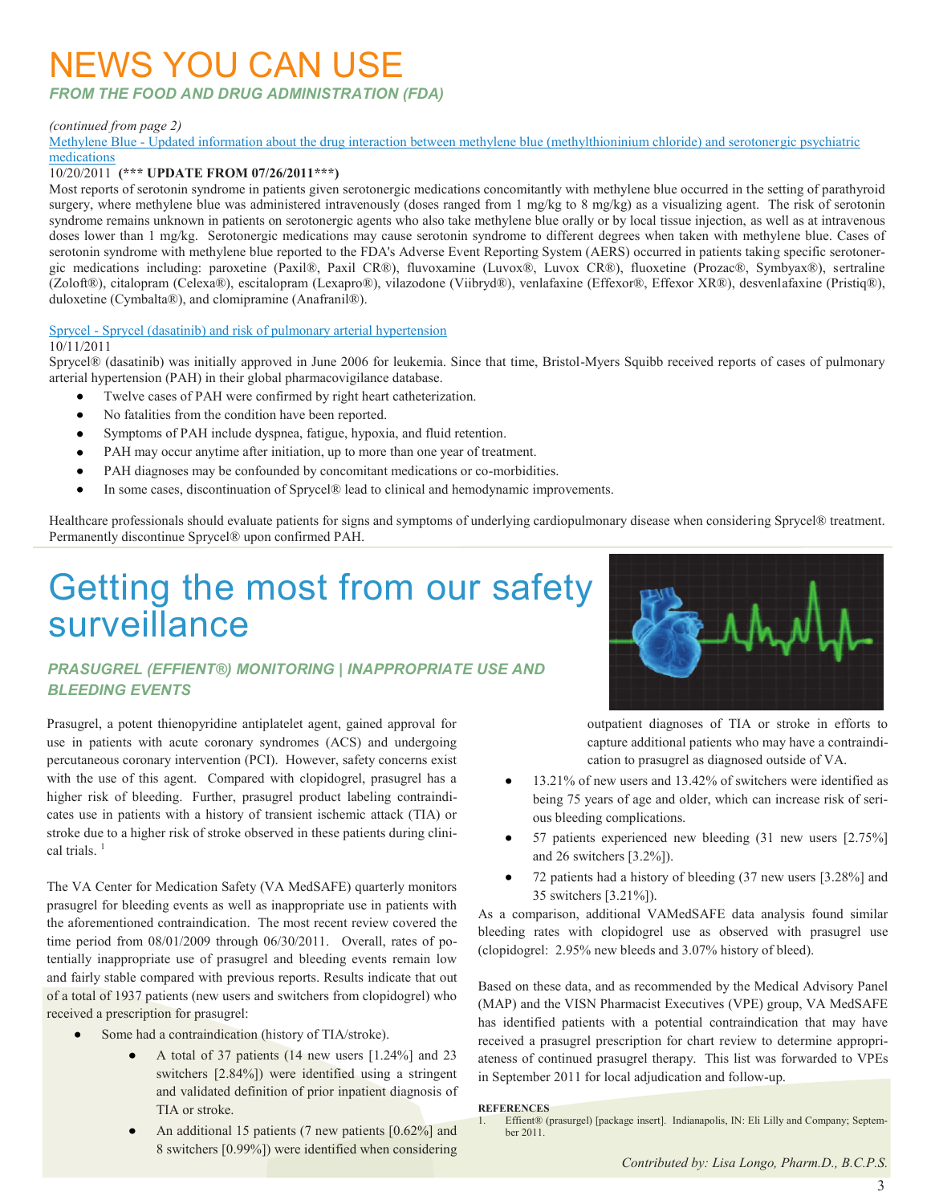# NEWS YOU CAN USE

*FROM THE FOOD AND DRUG ADMINISTRATION (FDA)*

*(continued from page 2)*

Methylene Blue - Updated information about the drug interaction between methylene blue (methylthioninium chloride) and serotonergic psychiatric medications

10/20/2011 **(*** UPDATE FROM 07/26/2011***)**

Most reports of serotonin syndrome in patients given serotonergic medications concomitantly with methylene blue occurred in the setting of parathyroid surgery, where methylene blue was administered intravenously (doses ranged from 1 mg/kg to 8 mg/kg) as a visualizing agent. The risk of serotonin syndrome remains unknown in patients on serotonergic agents who also take methylene blue orally or by local tissue injection, as well as at intravenous doses lower than 1 mg/kg. Serotonergic medications may cause serotonin syndrome to different degrees when taken with methylene blue. Cases of serotonin syndrome with methylene blue reported to the FDA's Adverse Event Reporting System (AERS) occurred in patients taking specific serotonergic medications including: paroxetine (Paxil®, Paxil CR®), fluvoxamine (Luvox®, Luvox CR®), fluoxetine (Prozac®, Symbyax®), sertraline (Zoloft®), citalopram (Celexa®), escitalopram (Lexapro®), vilazodone (Viibryd®), venlafaxine (Effexor®, Effexor XR®), desvenlafaxine (Pristiq®), duloxetine (Cymbalta®), and clomipramine (Anafranil®).

Sprycel - Sprycel (dasatinib) and risk of pulmonary arterial hypertension

10/11/2011

Sprycel® (dasatinib) was initially approved in June 2006 for leukemia. Since that time, Bristol-Myers Squibb received reports of cases of pulmonary arterial hypertension (PAH) in their global pharmacovigilance database.

- Twelve cases of PAH were confirmed by right heart catheterization.
- No fatalities from the condition have been reported.
- Symptoms of PAH include dyspnea, fatigue, hypoxia, and fluid retention.
- PAH may occur anytime after initiation, up to more than one year of treatment.
- PAH diagnoses may be confounded by concomitant medications or co-morbidities.
- In some cases, discontinuation of Sprycel® lead to clinical and hemodynamic improvements.

Healthcare professionals should evaluate patients for signs and symptoms of underlying cardiopulmonary disease when considering Sprycel® treatment. Permanently discontinue Sprycel® upon confirmed PAH.

# Getting the most from our safety surveillance

### *PRASUGREL (EFFIENT®) MONITORING | INAPPROPRIATE USE AND BLEEDING EVENTS*

Prasugrel, a potent thienopyridine antiplatelet agent, gained approval for use in patients with acute coronary syndromes (ACS) and undergoing percutaneous coronary intervention (PCI). However, safety concerns exist with the use of this agent. Compared with clopidogrel, prasugrel has a higher risk of bleeding. Further, prasugrel product labeling contraindicates use in patients with a history of transient ischemic attack (TIA) or stroke due to a higher risk of stroke observed in these patients during clinical trials. [1]

The VA Center for Medication Safety (VA MedSAFE) quarterly monitors prasugrel for bleeding events as well as inappropriate use in patients with the aforementioned contraindication. The most recent review covered the time period from 08/01/2009 through 06/30/2011. Overall, rates of potentially inappropriate use of prasugrel and bleeding events remain low and fairly stable compared with previous reports. Results indicate that out of a total of 1937 patients (new users and switchers from clopidogrel) who received a prescription for prasugrel:

- Some had a contraindication (history of TIA/stroke).
  - A total of 37 patients (14 new users [1.24%] and 23 switchers [2.84%]) were identified using a stringent and validated definition of prior inpatient diagnosis of TIA or stroke.
  - An additional 15 patients (7 new patients [0.62%] and 8 switchers [0.99%]) were identified when considering outpatient diagnoses of TIA or stroke in efforts to capture additional patients who may have a contraindication to prasugrel as diagnosed outside of VA.
- 13.21% of new users and 13.42% of switchers were identified as being 75 years of age and older, which can increase risk of serious bleeding complications.
- 57 patients experienced new bleeding (31 new users [2.75%] and 26 switchers [3.2%]).
- 72 patients had a history of bleeding (37 new users [3.28%] and 35 switchers [3.21%]).

As a comparison, additional VAMedSAFE data analysis found similar bleeding rates with clopidogrel use as observed with prasugrel use (clopidogrel: 2.95% new bleeds and 3.07% history of bleed).

Based on these data, and as recommended by the Medical Advisory Panel (MAP) and the VISN Pharmacist Executives (VPE) group, VA MedSAFE has identified patients with a potential contraindication that may have received a prasugrel prescription for chart review to determine appropriateness of continued prasugrel therapy. This list was forwarded to VPEs in September 2011 for local adjudication and follow-up.

**REFERENCES**

1. Effient® (prasurgel) [package insert]. Indianapolis, IN: Eli Lilly and Company; September 2011.

*Contributed by: Lisa Longo, Pharm.D., B.C.P.S.*